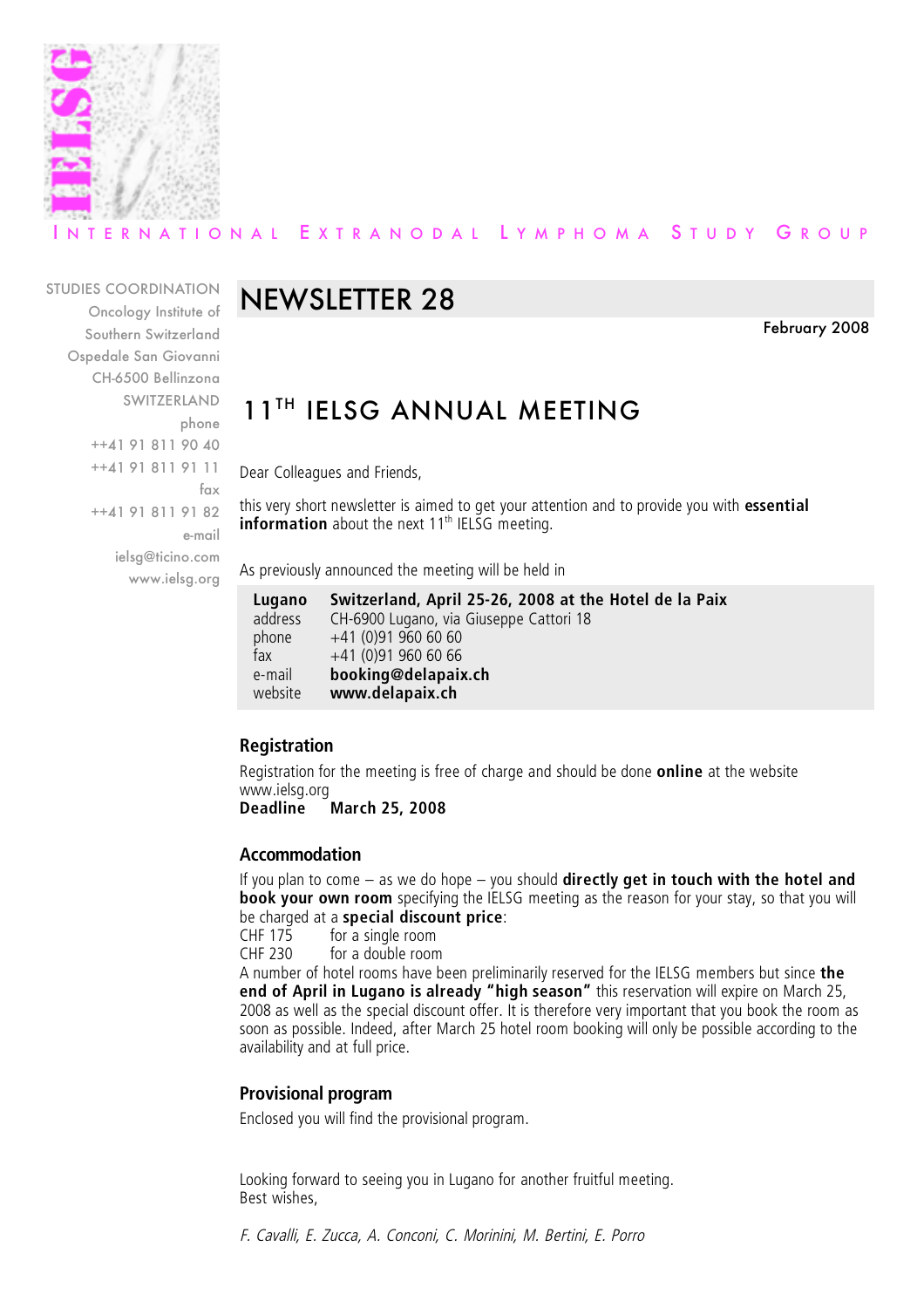INTERNATIONAL EXTRANODAL LYMPHOMA STUDY GROUP

STUDIES COORDINATION
Oncology Institute of
Southern Switzerland
Ospedale San Giovanni
CH-6500 Bellinzona
SWITZERLAND
phone
++41 91 811 90 40
++41 91 811 91 11
fax
++41 91 811 91 82
e-mail
ielsg@ticino.com
www.ielsg.org

# NEWSLETTER 28

February 2008

## 11TH IELSG ANNUAL MEETING

Dear Colleagues and Friends,

this very short newsletter is aimed to get your attention and to provide you with **essential information** about the next 11th IELSG meeting.

As previously announced the meeting will be held in

| **Lugano** | **Switzerland, April 25-26, 2008 at the Hotel de la Paix** |
|---|---|
| address | CH-6900 Lugano, via Giuseppe Cattori 18 |
| phone | +41 (0)91 960 60 60 |
| fax | +41 (0)91 960 60 66 |
| e-mail | **booking@delapaix.ch** |
| website | **www.delapaix.ch** |

### Registration

Registration for the meeting is free of charge and should be done **online** at the website www.ielsg.org
**Deadline March 25, 2008**

### Accommodation

If you plan to come – as we do hope – you should **directly get in touch with the hotel and book your own room** specifying the IELSG meeting as the reason for your stay, so that you will be charged at a **special discount price**:
CHF 175 for a single room
CHF 230 for a double room
A number of hotel rooms have been preliminarily reserved for the IELSG members but since **the end of April in Lugano is already "high season"** this reservation will expire on March 25, 2008 as well as the special discount offer. It is therefore very important that you book the room as soon as possible. Indeed, after March 25 hotel room booking will only be possible according to the availability and at full price.

### Provisional program

Enclosed you will find the provisional program.

Looking forward to seeing you in Lugano for another fruitful meeting.
Best wishes,

*F. Cavalli, E. Zucca, A. Conconi, C. Morinini, M. Bertini, E. Porro*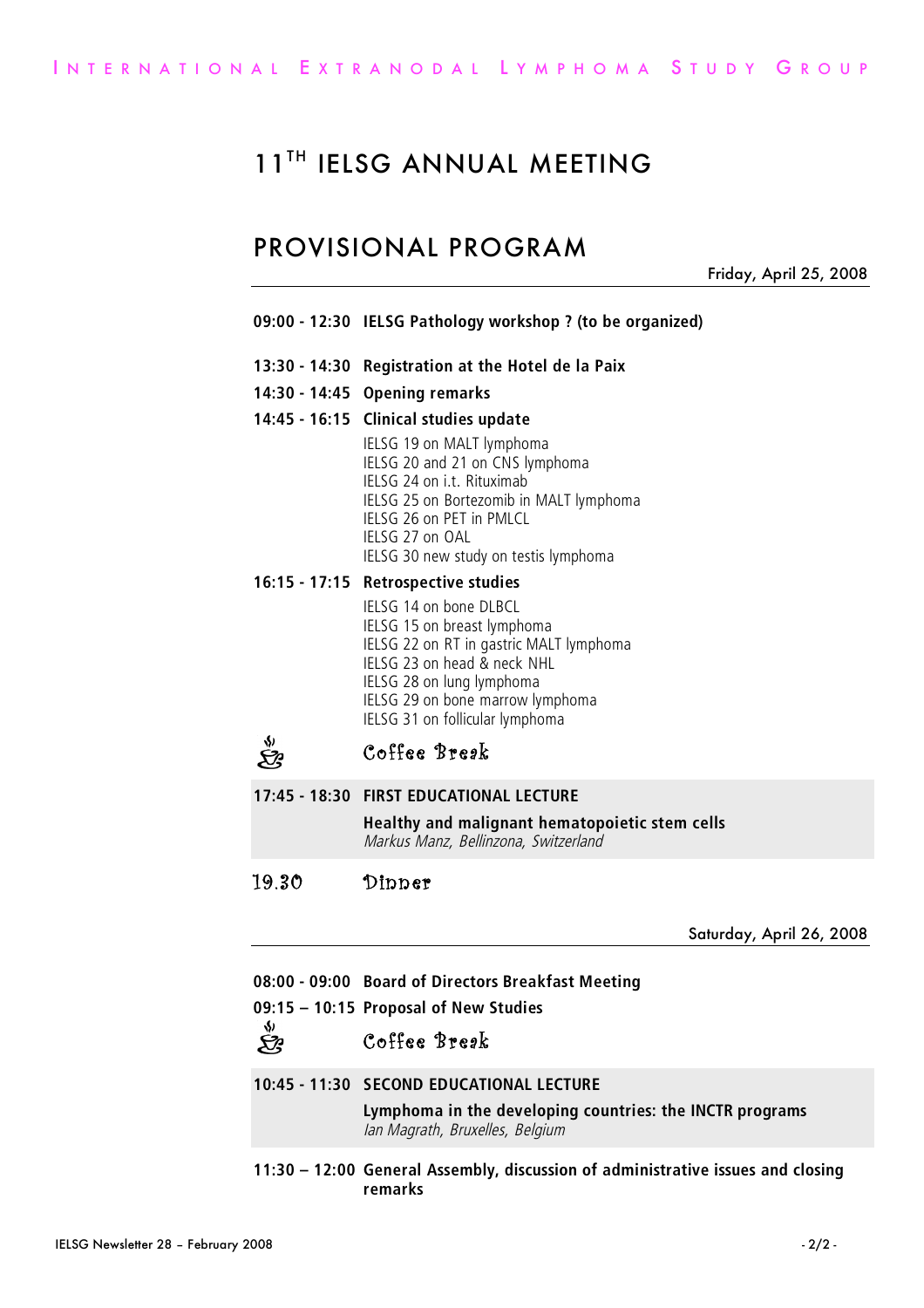# 11TH IELSG ANNUAL MEETING

## PROVISIONAL PROGRAM

Friday, April 25, 2008

**09:00 - 12:30 IELSG Pathology workshop ? (to be organized)**

**13:30 - 14:30 Registration at the Hotel de la Paix**

**14:30 - 14:45 Opening remarks**

**14:45 - 16:15 Clinical studies update**

IELSG 19 on MALT lymphoma
IELSG 20 and 21 on CNS lymphoma
IELSG 24 on i.t. Rituximab
IELSG 25 on Bortezomib in MALT lymphoma
IELSG 26 on PET in PMLCL
IELSG 27 on OAL
IELSG 30 new study on testis lymphoma

**16:15 - 17:15 Retrospective studies**

IELSG 14 on bone DLBCL
IELSG 15 on breast lymphoma
IELSG 22 on RT in gastric MALT lymphoma
IELSG 23 on head & neck NHL
IELSG 28 on lung lymphoma
IELSG 29 on bone marrow lymphoma
IELSG 31 on follicular lymphoma

Coffee Break

**17:45 - 18:30 FIRST EDUCATIONAL LECTURE**

**Healthy and malignant hematopoietic stem cells**
*Markus Manz, Bellinzona, Switzerland*

19.30 Dinner

Saturday, April 26, 2008

**08:00 - 09:00 Board of Directors Breakfast Meeting**

**09:15 – 10:15 Proposal of New Studies**

Coffee Break

**10:45 - 11:30 SECOND EDUCATIONAL LECTURE**

**Lymphoma in the developing countries: the INCTR programs**
*Ian Magrath, Bruxelles, Belgium*

**11:30 – 12:00 General Assembly, discussion of administrative issues and closing remarks**